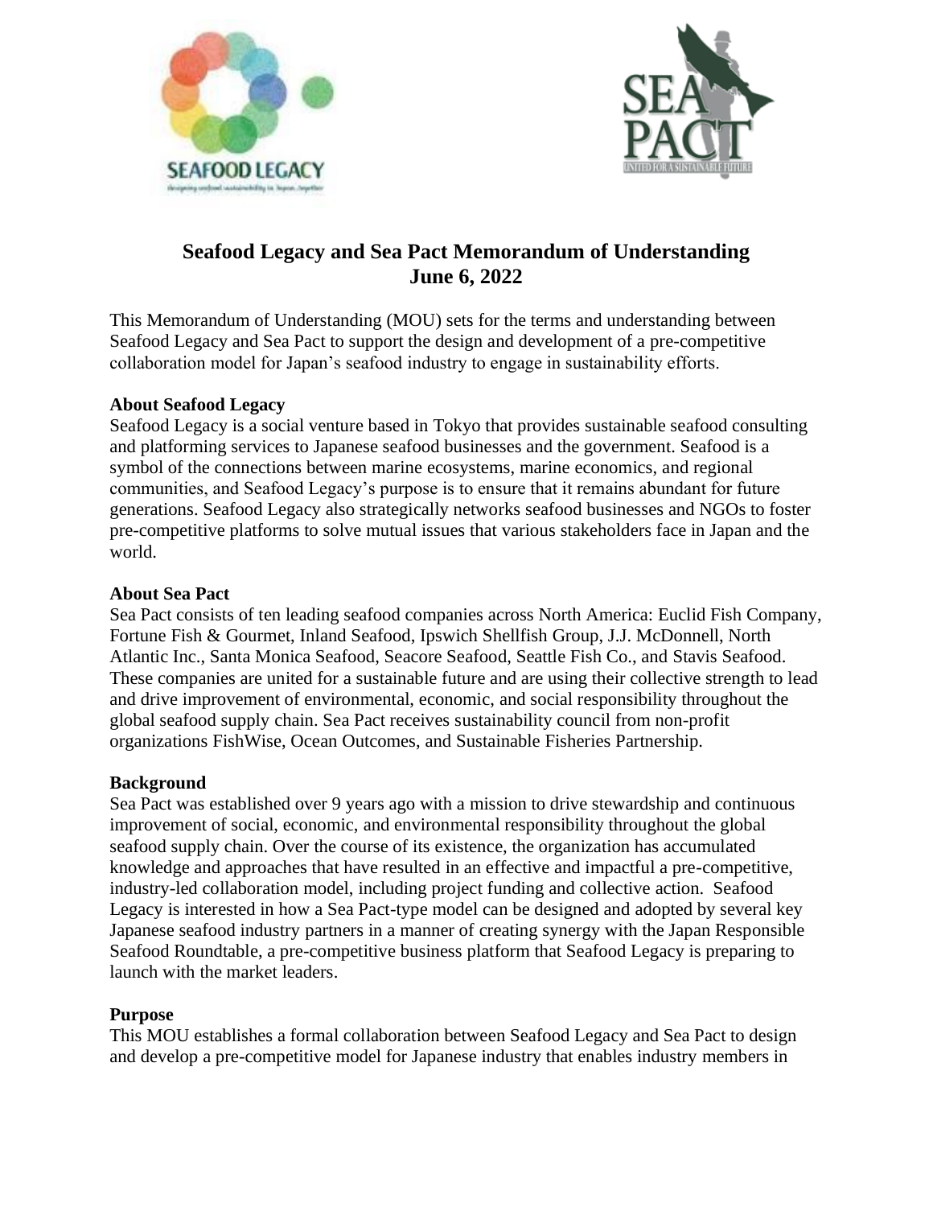# Seafood Legacy and Sea Pact Memorandum of Understanding
## June 6, 2022

This Memorandum of Understanding (MOU) sets for the terms and understanding between Seafood Legacy and Sea Pact to support the design and development of a pre-competitive collaboration model for Japan's seafood industry to engage in sustainability efforts.

**About Seafood Legacy**

Seafood Legacy is a social venture based in Tokyo that provides sustainable seafood consulting and platforming services to Japanese seafood businesses and the government. Seafood is a symbol of the connections between marine ecosystems, marine economics, and regional communities, and Seafood Legacy's purpose is to ensure that it remains abundant for future generations. Seafood Legacy also strategically networks seafood businesses and NGOs to foster pre-competitive platforms to solve mutual issues that various stakeholders face in Japan and the world.

**About Sea Pact**

Sea Pact consists of ten leading seafood companies across North America: Euclid Fish Company, Fortune Fish & Gourmet, Inland Seafood, Ipswich Shellfish Group, J.J. McDonnell, North Atlantic Inc., Santa Monica Seafood, Seacore Seafood, Seattle Fish Co., and Stavis Seafood. These companies are united for a sustainable future and are using their collective strength to lead and drive improvement of environmental, economic, and social responsibility throughout the global seafood supply chain. Sea Pact receives sustainability council from non-profit organizations FishWise, Ocean Outcomes, and Sustainable Fisheries Partnership.

**Background**

Sea Pact was established over 9 years ago with a mission to drive stewardship and continuous improvement of social, economic, and environmental responsibility throughout the global seafood supply chain. Over the course of its existence, the organization has accumulated knowledge and approaches that have resulted in an effective and impactful a pre-competitive, industry-led collaboration model, including project funding and collective action. Seafood Legacy is interested in how a Sea Pact-type model can be designed and adopted by several key Japanese seafood industry partners in a manner of creating synergy with the Japan Responsible Seafood Roundtable, a pre-competitive business platform that Seafood Legacy is preparing to launch with the market leaders.

**Purpose**

This MOU establishes a formal collaboration between Seafood Legacy and Sea Pact to design and develop a pre-competitive model for Japanese industry that enables industry members in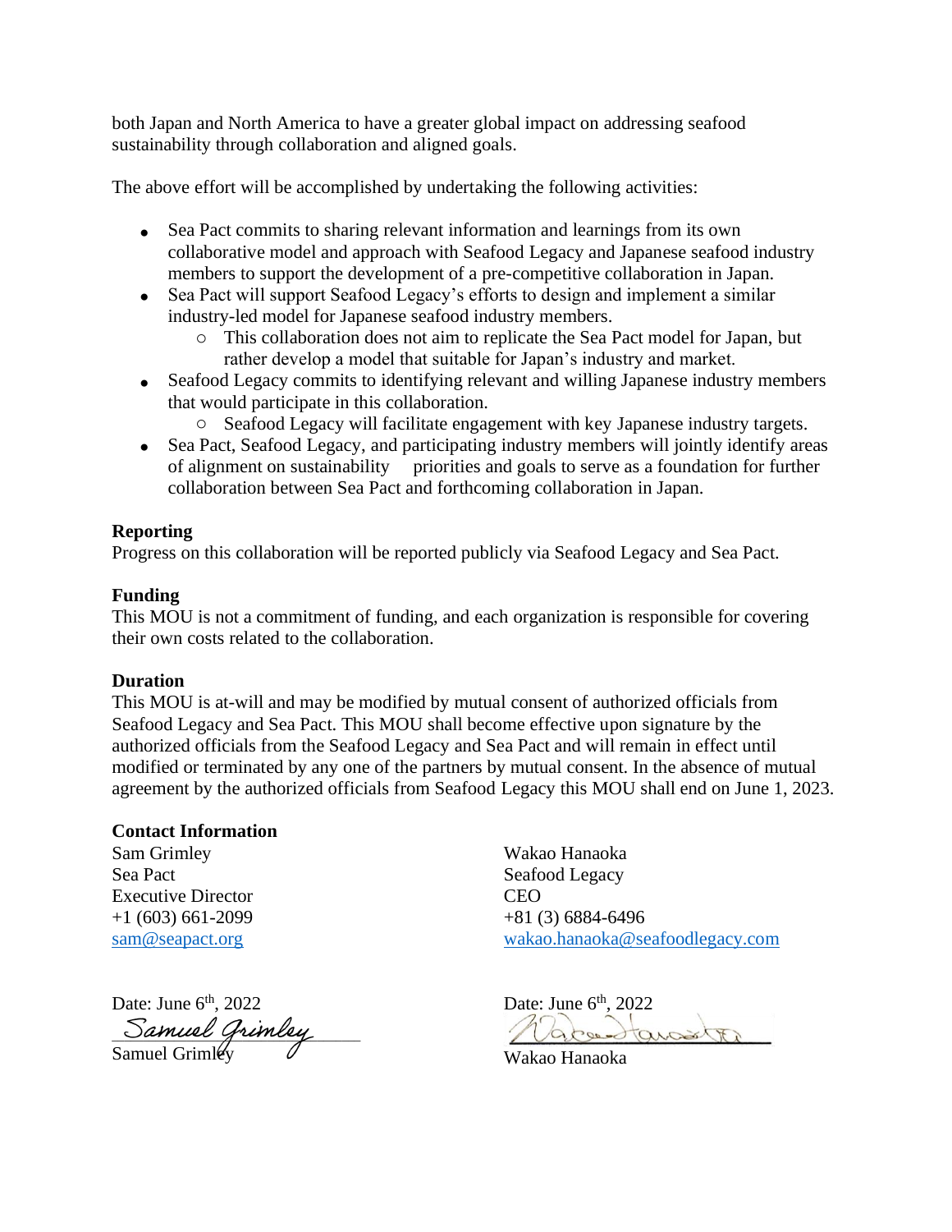both Japan and North America to have a greater global impact on addressing seafood sustainability through collaboration and aligned goals.

The above effort will be accomplished by undertaking the following activities:

- Sea Pact commits to sharing relevant information and learnings from its own collaborative model and approach with Seafood Legacy and Japanese seafood industry members to support the development of a pre-competitive collaboration in Japan.
- Sea Pact will support Seafood Legacy's efforts to design and implement a similar industry-led model for Japanese seafood industry members.
    - This collaboration does not aim to replicate the Sea Pact model for Japan, but rather develop a model that suitable for Japan's industry and market.
- Seafood Legacy commits to identifying relevant and willing Japanese industry members that would participate in this collaboration.
    - Seafood Legacy will facilitate engagement with key Japanese industry targets.
- Sea Pact, Seafood Legacy, and participating industry members will jointly identify areas of alignment on sustainability priorities and goals to serve as a foundation for further collaboration between Sea Pact and forthcoming collaboration in Japan.

**Reporting**
Progress on this collaboration will be reported publicly via Seafood Legacy and Sea Pact.

**Funding**
This MOU is not a commitment of funding, and each organization is responsible for covering their own costs related to the collaboration.

**Duration**
This MOU is at-will and may be modified by mutual consent of authorized officials from Seafood Legacy and Sea Pact. This MOU shall become effective upon signature by the authorized officials from the Seafood Legacy and Sea Pact and will remain in effect until modified or terminated by any one of the partners by mutual consent. In the absence of mutual agreement by the authorized officials from Seafood Legacy this MOU shall end on June 1, 2023.

**Contact Information**

Sam Grimley
Sea Pact
Executive Director
+1 (603) 661-2099
sam@seapact.org

Wakao Hanaoka
Seafood Legacy
CEO
+81 (3) 6884-6496
wakao.hanaoka@seafoodlegacy.com

Date: June 6th, 2022
Samuel Grimley
Samuel Grimley

Date: June 6th, 2022
Wakao Hanaoka
Wakao Hanaoka